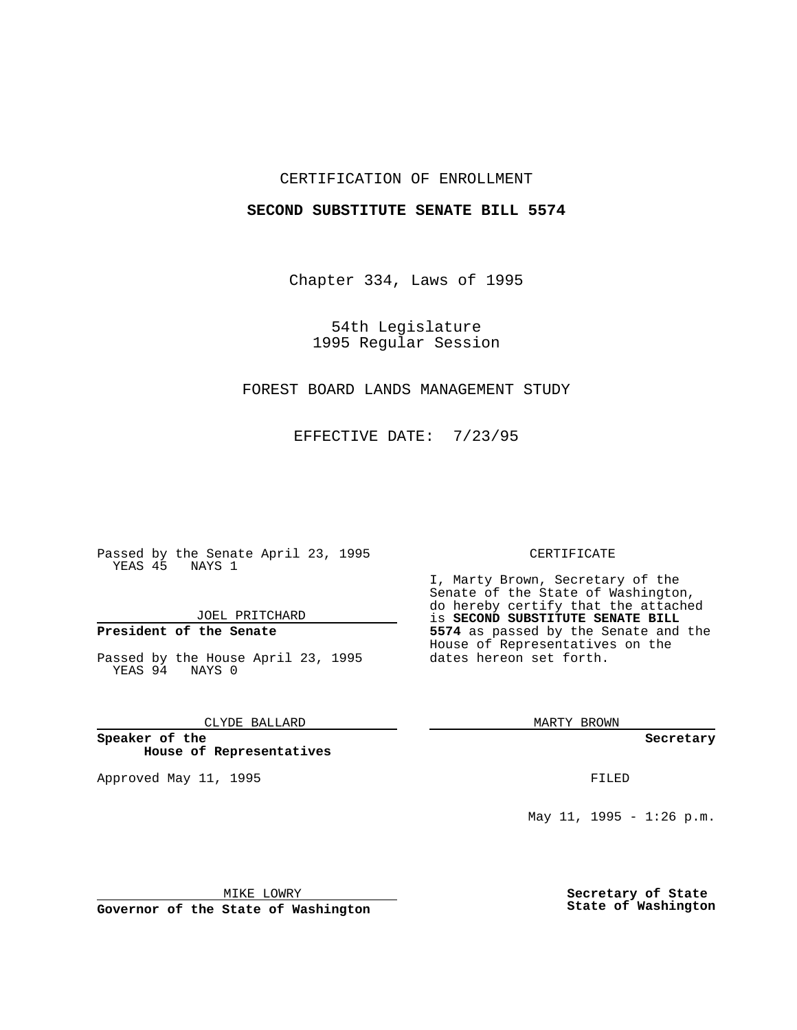CERTIFICATION OF ENROLLMENT

**SECOND SUBSTITUTE SENATE BILL 5574**

Chapter 334, Laws of 1995

54th Legislature
1995 Regular Session

FOREST BOARD LANDS MANAGEMENT STUDY

EFFECTIVE DATE: 7/23/95

Passed by the Senate April 23, 1995
YEAS 45 NAYS 1

JOEL PRITCHARD

**President of the Senate**

Passed by the House April 23, 1995
YEAS 94 NAYS 0

CLYDE BALLARD

**Speaker of the House of Representatives**

Approved May 11, 1995

MIKE LOWRY

**Governor of the State of Washington**

CERTIFICATE

I, Marty Brown, Secretary of the Senate of the State of Washington, do hereby certify that the attached is **SECOND SUBSTITUTE SENATE BILL 5574** as passed by the Senate and the House of Representatives on the dates hereon set forth.

MARTY BROWN

**Secretary**

FILED

May 11, 1995 - 1:26 p.m.

**Secretary of State State of Washington**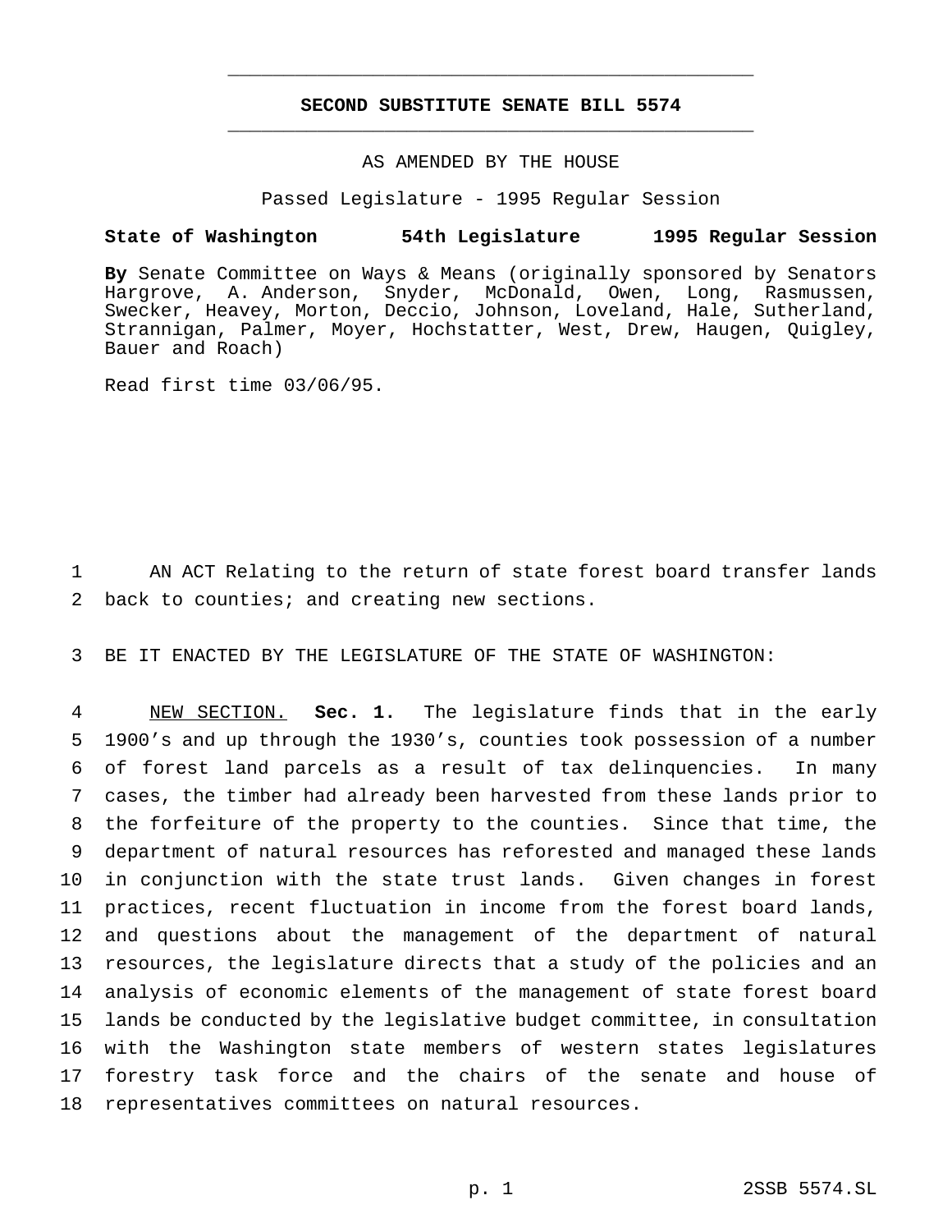# SECOND SUBSTITUTE SENATE BILL 5574

AS AMENDED BY THE HOUSE

Passed Legislature - 1995 Regular Session

**State of Washington 54th Legislature 1995 Regular Session**

**By** Senate Committee on Ways & Means (originally sponsored by Senators Hargrove, A. Anderson, Snyder, McDonald, Owen, Long, Rasmussen, Swecker, Heavey, Morton, Deccio, Johnson, Loveland, Hale, Sutherland, Strannigan, Palmer, Moyer, Hochstatter, West, Drew, Haugen, Quigley, Bauer and Roach)

Read first time 03/06/95.

AN ACT Relating to the return of state forest board transfer lands back to counties; and creating new sections.

BE IT ENACTED BY THE LEGISLATURE OF THE STATE OF WASHINGTON:

NEW SECTION. **Sec. 1.** The legislature finds that in the early 1900's and up through the 1930's, counties took possession of a number of forest land parcels as a result of tax delinquencies. In many cases, the timber had already been harvested from these lands prior to the forfeiture of the property to the counties. Since that time, the department of natural resources has reforested and managed these lands in conjunction with the state trust lands. Given changes in forest practices, recent fluctuation in income from the forest board lands, and questions about the management of the department of natural resources, the legislature directs that a study of the policies and an analysis of economic elements of the management of state forest board lands be conducted by the legislative budget committee, in consultation with the Washington state members of western states legislatures forestry task force and the chairs of the senate and house of representatives committees on natural resources.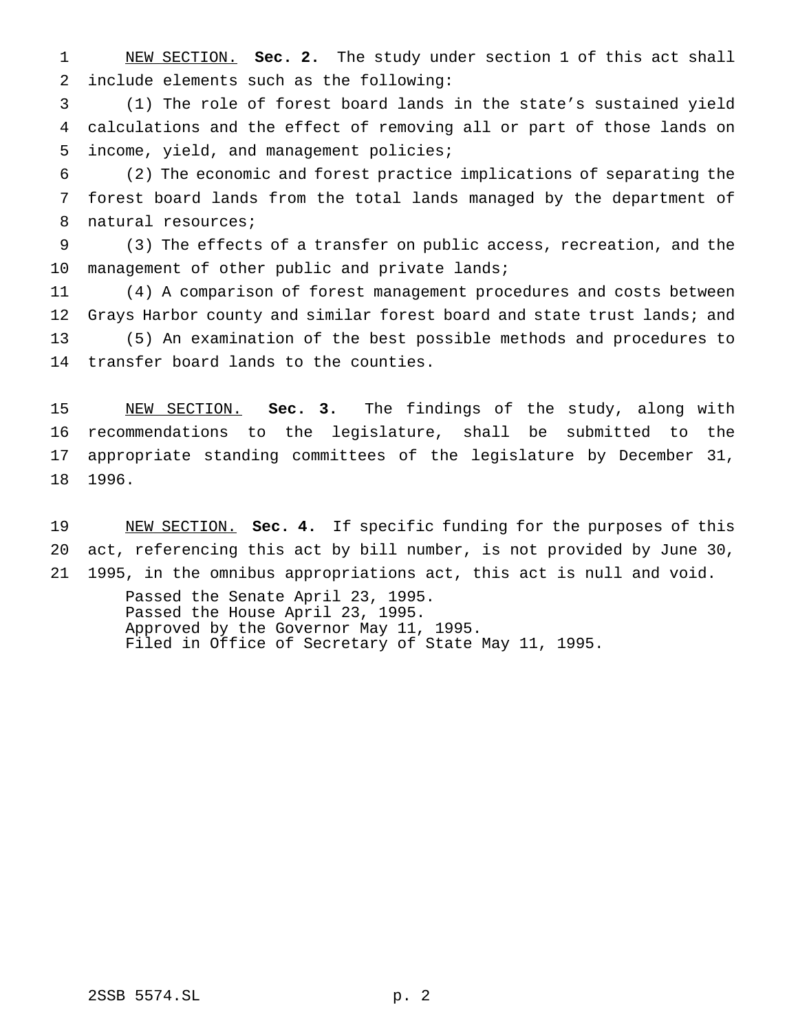NEW SECTION. **Sec. 2.** The study under section 1 of this act shall include elements such as the following:

(1) The role of forest board lands in the state's sustained yield calculations and the effect of removing all or part of those lands on income, yield, and management policies;

(2) The economic and forest practice implications of separating the forest board lands from the total lands managed by the department of natural resources;

(3) The effects of a transfer on public access, recreation, and the management of other public and private lands;

(4) A comparison of forest management procedures and costs between Grays Harbor county and similar forest board and state trust lands; and

(5) An examination of the best possible methods and procedures to transfer board lands to the counties.

NEW SECTION. **Sec. 3.** The findings of the study, along with recommendations to the legislature, shall be submitted to the appropriate standing committees of the legislature by December 31, 1996.

NEW SECTION. **Sec. 4.** If specific funding for the purposes of this act, referencing this act by bill number, is not provided by June 30, 1995, in the omnibus appropriations act, this act is null and void.

Passed the Senate April 23, 1995.
Passed the House April 23, 1995.
Approved by the Governor May 11, 1995.
Filed in Office of Secretary of State May 11, 1995.